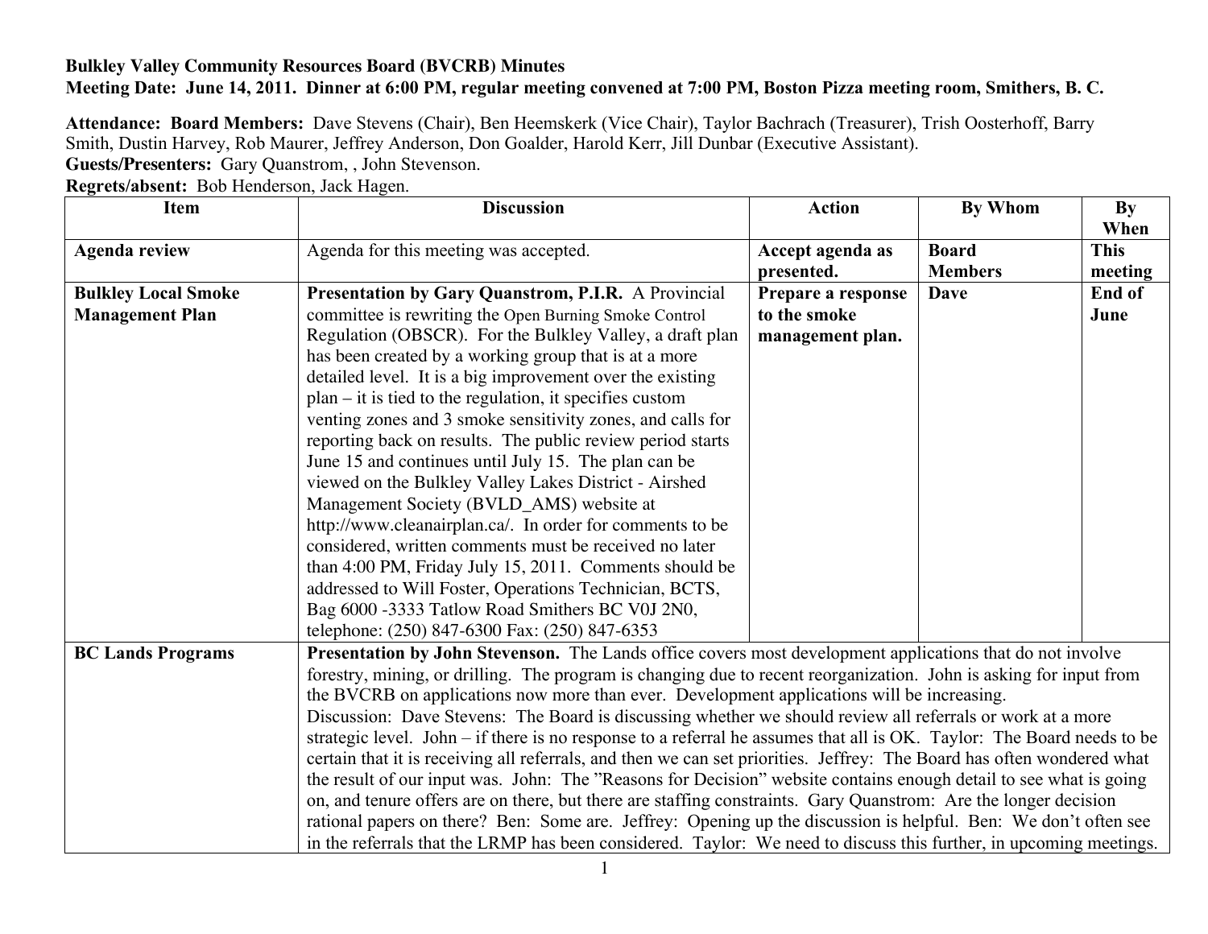**Bulkley Valley Community Resources Board (BVCRB) Minutes**

**Meeting Date: June 14, 2011. Dinner at 6:00 PM, regular meeting convened at 7:00 PM, Boston Pizza meeting room, Smithers, B. C.**

**Attendance: Board Members:** Dave Stevens (Chair), Ben Heemskerk (Vice Chair), Taylor Bachrach (Treasurer), Trish Oosterhoff, Barry Smith, Dustin Harvey, Rob Maurer, Jeffrey Anderson, Don Goalder, Harold Kerr, Jill Dunbar (Executive Assistant).

**Guests/Presenters:** Gary Quanstrom, , John Stevenson.

**Regrets/absent:** Bob Henderson, Jack Hagen.

| Item | Discussion | Action | By Whom | By When |
|---|---|---|---|---|
| **Agenda review** | Agenda for this meeting was accepted. | **Accept agenda as presented.** | **Board Members** | **This meeting** |
| **Bulkley Local Smoke Management Plan** | **Presentation by Gary Quanstrom, P.I.R.** A Provincial committee is rewriting the Open Burning Smoke Control Regulation (OBSCR). For the Bulkley Valley, a draft plan has been created by a working group that is at a more detailed level. It is a big improvement over the existing plan – it is tied to the regulation, it specifies custom venting zones and 3 smoke sensitivity zones, and calls for reporting back on results. The public review period starts June 15 and continues until July 15. The plan can be viewed on the Bulkley Valley Lakes District - Airshed Management Society (BVLD_AMS) website at http://www.cleanairplan.ca/. In order for comments to be considered, written comments must be received no later than 4:00 PM, Friday July 15, 2011. Comments should be addressed to Will Foster, Operations Technician, BCTS, Bag 6000 -3333 Tatlow Road Smithers BC V0J 2N0, telephone: (250) 847-6300 Fax: (250) 847-6353 | **Prepare a response to the smoke management plan.** | **Dave** | **End of June** |
| **BC Lands Programs** | **Presentation by John Stevenson.** The Lands office covers most development applications that do not involve forestry, mining, or drilling. The program is changing due to recent reorganization. John is asking for input from the BVCRB on applications now more than ever. Development applications will be increasing. Discussion: Dave Stevens: The Board is discussing whether we should review all referrals or work at a more strategic level. John – if there is no response to a referral he assumes that all is OK. Taylor: The Board needs to be certain that it is receiving all referrals, and then we can set priorities. Jeffrey: The Board has often wondered what the result of our input was. John: The "Reasons for Decision" website contains enough detail to see what is going on, and tenure offers are on there, but there are staffing constraints. Gary Quanstrom: Are the longer decision rational papers on there? Ben: Some are. Jeffrey: Opening up the discussion is helpful. Ben: We don't often see in the referrals that the LRMP has been considered. Taylor: We need to discuss this further, in upcoming meetings. | | | |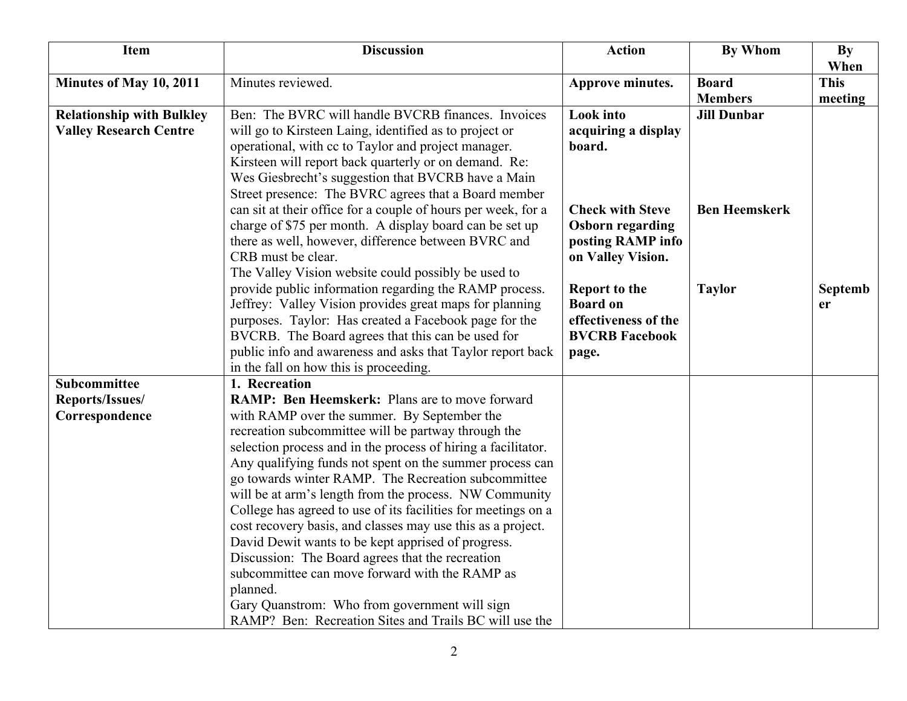| Item | Discussion | Action | By Whom | By When |
|---|---|---|---|---|
| **Minutes of May 10, 2011** | Minutes reviewed. | **Approve minutes.** | **Board Members** | **This meeting** |
| **Relationship with Bulkley Valley Research Centre** | Ben: The BVRC will handle BVCRB finances. Invoices will go to Kirsteen Laing, identified as to project or operational, with cc to Taylor and project manager. Kirsteen will report back quarterly or on demand. Re: Wes Giesbrecht's suggestion that BVCRB have a Main Street presence: The BVRC agrees that a Board member can sit at their office for a couple of hours per week, for a charge of $75 per month. A display board can be set up there as well, however, difference between BVRC and CRB must be clear.<br>The Valley Vision website could possibly be used to provide public information regarding the RAMP process. Jeffrey: Valley Vision provides great maps for planning purposes. Taylor: Has created a Facebook page for the BVCRB. The Board agrees that this can be used for public info and awareness and asks that Taylor report back in the fall on how this is proceeding. | **Look into acquiring a display board.**<br><br>**Check with Steve Osborn regarding posting RAMP info on Valley Vision.**<br><br>**Report to the Board on effectiveness of the BVCRB Facebook page.** | **Jill Dunbar**<br><br>**Ben Heemskerk**<br><br>**Taylor** | <br><br><br><br>**September** |
| **Subcommittee Reports/Issues/ Correspondence** | **1. Recreation**<br>**RAMP: Ben Heemskerk:** Plans are to move forward with RAMP over the summer. By September the recreation subcommittee will be partway through the selection process and in the process of hiring a facilitator. Any qualifying funds not spent on the summer process can go towards winter RAMP. The Recreation subcommittee will be at arm's length from the process. NW Community College has agreed to use of its facilities for meetings on a cost recovery basis, and classes may use this as a project. David Dewit wants to be kept apprised of progress.<br>Discussion: The Board agrees that the recreation subcommittee can move forward with the RAMP as planned.<br>Gary Quanstrom: Who from government will sign RAMP? Ben: Recreation Sites and Trails BC will use the | | | |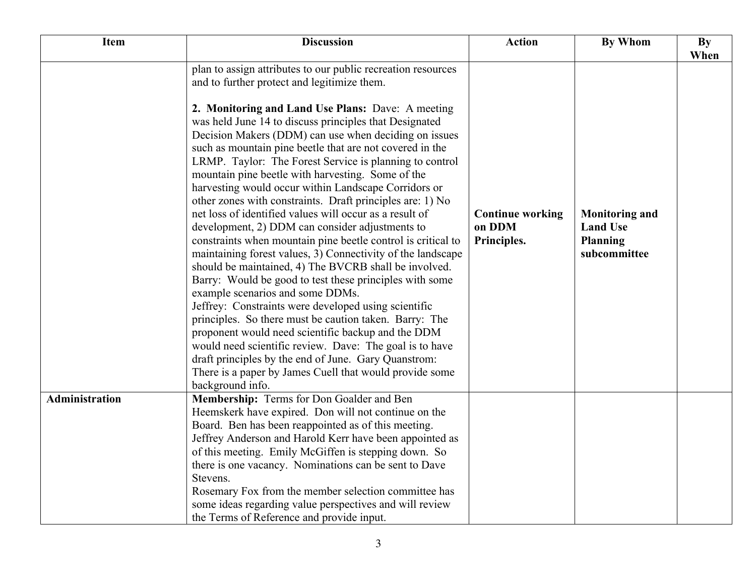| Item | Discussion | Action | By Whom | By When |
|---|---|---|---|---|
| | plan to assign attributes to our public recreation resources and to further protect and legitimize them.<br><br>**2. Monitoring and Land Use Plans:** Dave: A meeting was held June 14 to discuss principles that Designated Decision Makers (DDM) can use when deciding on issues such as mountain pine beetle that are not covered in the LRMP. Taylor: The Forest Service is planning to control mountain pine beetle with harvesting. Some of the harvesting would occur within Landscape Corridors or other zones with constraints. Draft principles are: 1) No net loss of identified values will occur as a result of development, 2) DDM can consider adjustments to constraints when mountain pine beetle control is critical to maintaining forest values, 3) Connectivity of the landscape should be maintained, 4) The BVCRB shall be involved. Barry: Would be good to test these principles with some example scenarios and some DDMs.<br>Jeffrey: Constraints were developed using scientific principles. So there must be caution taken. Barry: The proponent would need scientific backup and the DDM would need scientific review. Dave: The goal is to have draft principles by the end of June. Gary Quanstrom: There is a paper by James Cuell that would provide some background info. | **Continue working on DDM Principles.** | **Monitoring and Land Use Planning subcommittee** | |
| **Administration** | **Membership:** Terms for Don Goalder and Ben Heemskerk have expired. Don will not continue on the Board. Ben has been reappointed as of this meeting. Jeffrey Anderson and Harold Kerr have been appointed as of this meeting. Emily McGiffen is stepping down. So there is one vacancy. Nominations can be sent to Dave Stevens.<br>Rosemary Fox from the member selection committee has some ideas regarding value perspectives and will review the Terms of Reference and provide input. | | | |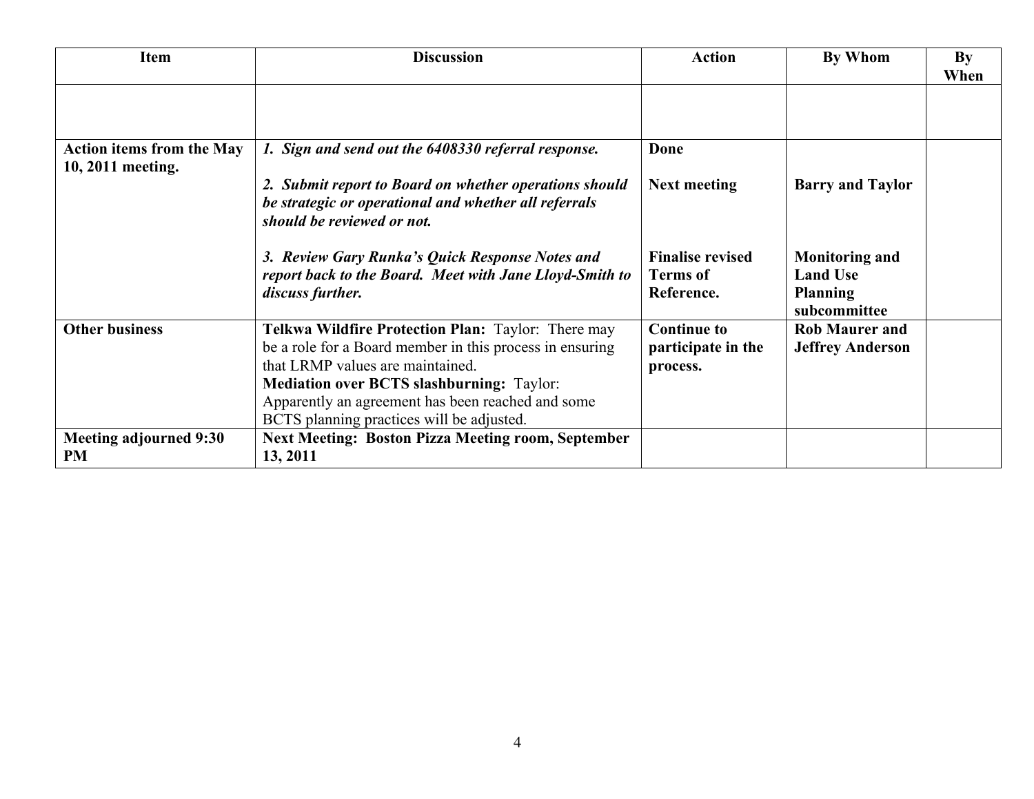| Item | Discussion | Action | By Whom | By When |
|---|---|---|---|---|
| | | | | |
| **Action items from the May 10, 2011 meeting.** | ***1. Sign and send out the 6408330 referral response.***<br><br>***2. Submit report to Board on whether operations should be strategic or operational and whether all referrals should be reviewed or not.***<br><br>***3. Review Gary Runka's Quick Response Notes and report back to the Board. Meet with Jane Lloyd-Smith to discuss further.*** | **Done**<br><br>**Next meeting**<br><br>**Finalise revised Terms of Reference.** | <br><br>**Barry and Taylor**<br><br>**Monitoring and Land Use Planning subcommittee** | |
| **Other business** | **Telkwa Wildfire Protection Plan:** Taylor: There may be a role for a Board member in this process in ensuring that LRMP values are maintained.<br>**Mediation over BCTS slashburning:** Taylor: Apparently an agreement has been reached and some BCTS planning practices will be adjusted. | **Continue to participate in the process.** | **Rob Maurer and Jeffrey Anderson** | |
| **Meeting adjourned 9:30 PM** | **Next Meeting: Boston Pizza Meeting room, September 13, 2011** | | | |